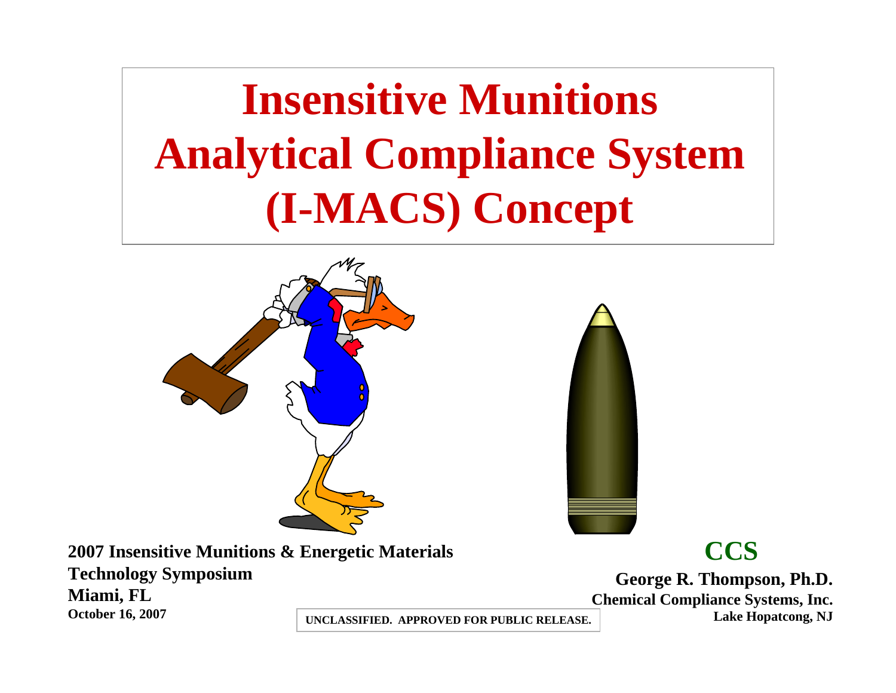# Insensitive Munitions Analytical Compliance System (I-MACS) Concept

**2007 Insensitive Munitions & Energetic Materials Technology Symposium**
**Miami, FL**
**October 16, 2007**

**CCS**

**George R. Thompson, Ph.D.**
**Chemical Compliance Systems, Inc.**
**Lake Hopatcong, NJ**

**UNCLASSIFIED. APPROVED FOR PUBLIC RELEASE.**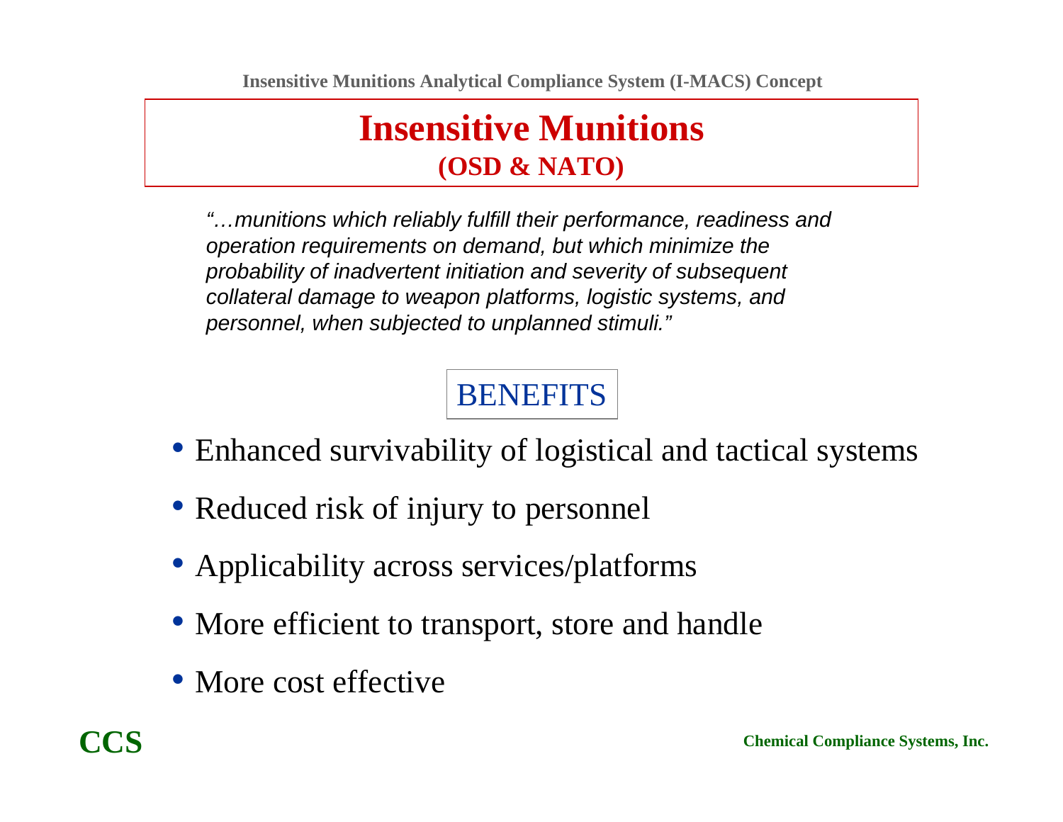# Insensitive Munitions
## (OSD & NATO)

*"…munitions which reliably fulfill their performance, readiness and operation requirements on demand, but which minimize the probability of inadvertent initiation and severity of subsequent collateral damage to weapon platforms, logistic systems, and personnel, when subjected to unplanned stimuli."*

## BENEFITS

- Enhanced survivability of logistical and tactical systems
- Reduced risk of injury to personnel
- Applicability across services/platforms
- More efficient to transport, store and handle
- More cost effective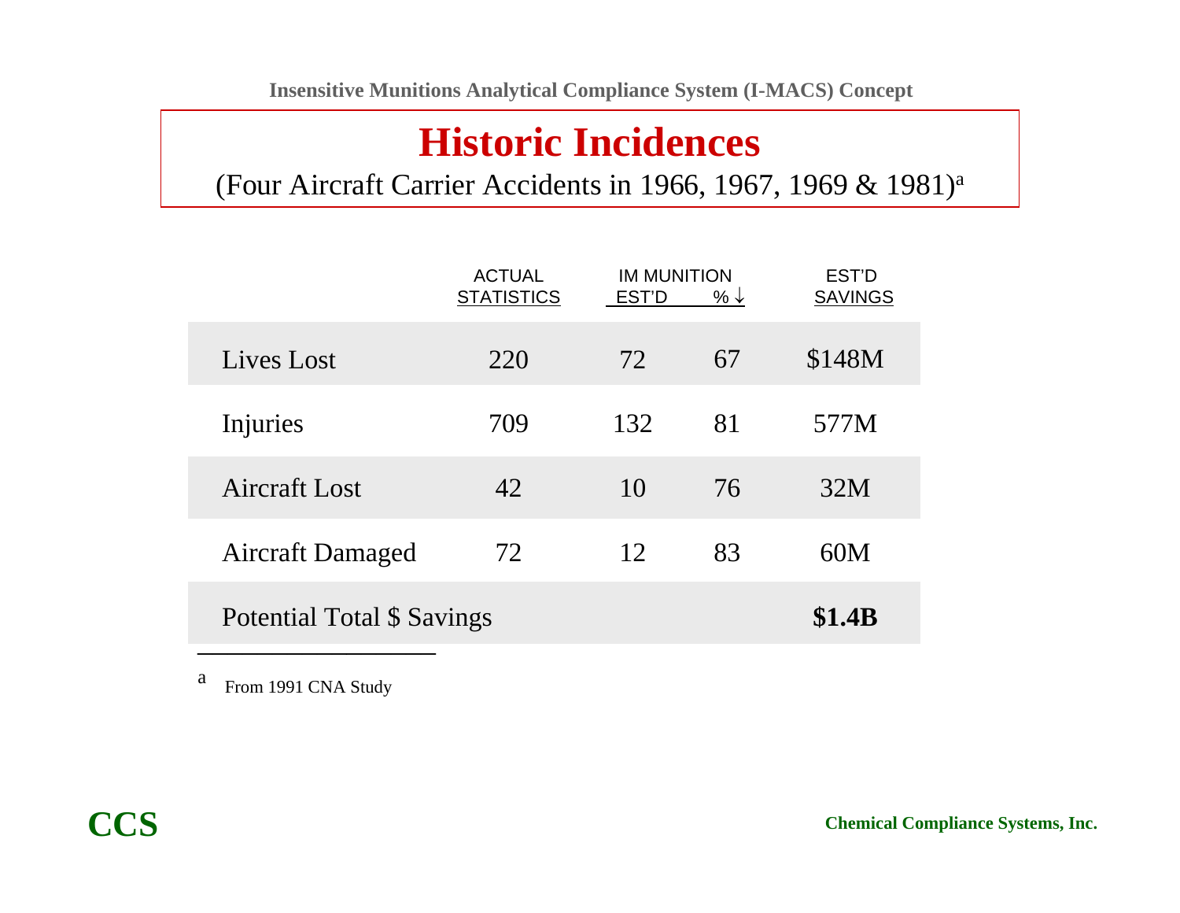# Historic Incidences

(Four Aircraft Carrier Accidents in 1966, 1967, 1969 & 1981)[a]

| | ACTUAL STATISTICS | IM MUNITION | | EST'D SAVINGS |
|---|---|---|---|---|
| | | EST'D | % ↓ | |
| Lives Lost | 220 | 72 | 67 | $148M |
| Injuries | 709 | 132 | 81 | 577M |
| Aircraft Lost | 42 | 10 | 76 | 32M |
| Aircraft Damaged | 72 | 12 | 83 | 60M |
| Potential Total $ Savings | | | | **$1.4B** |

[a] From 1991 CNA Study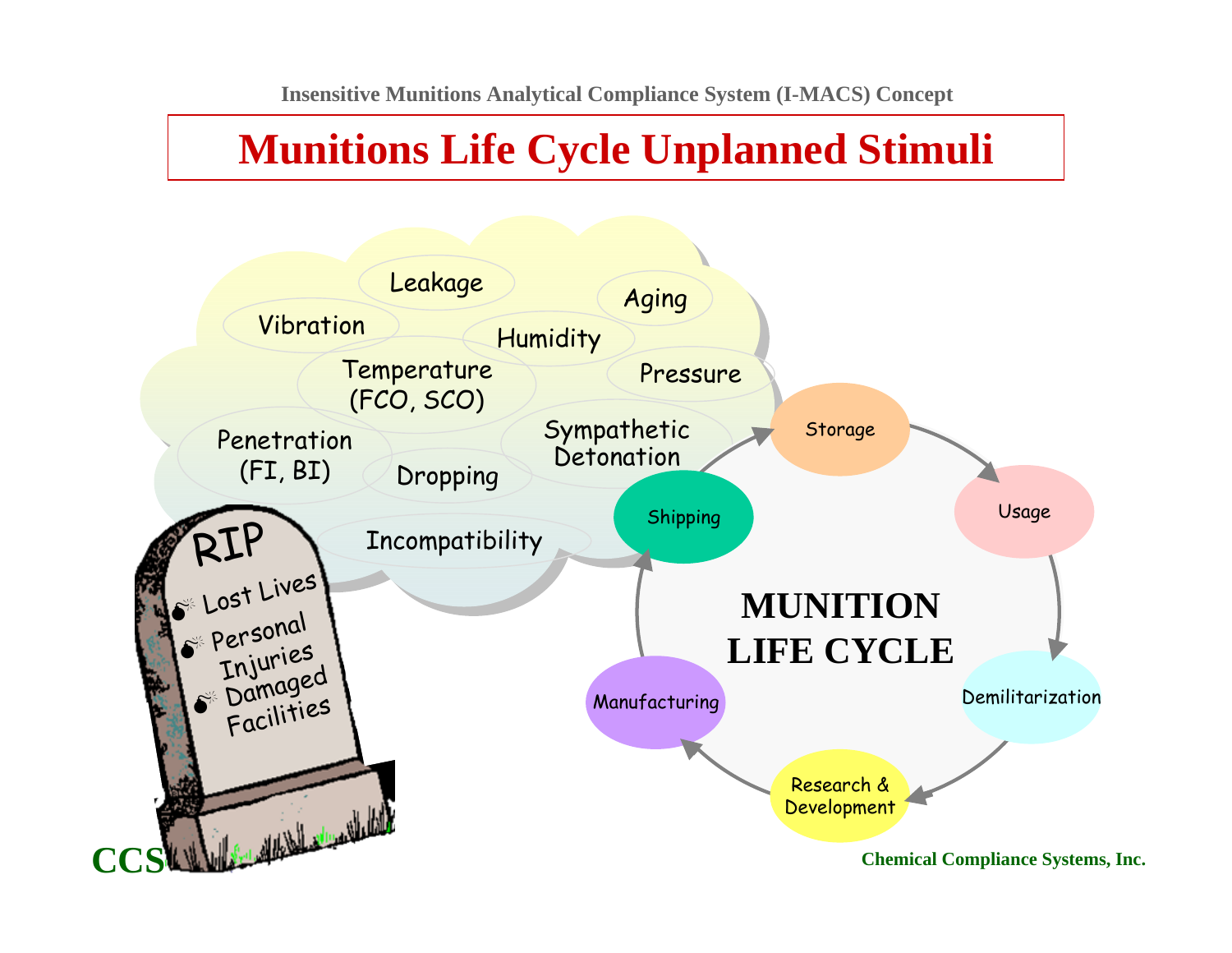Insensitive Munitions Analytical Compliance System (I-MACS) Concept

# Munitions Life Cycle Unplanned Stimuli

Leakage

Aging

Vibration

Humidity

Temperature (FCO, SCO)

Pressure

Penetration (FI, BI)

Sympathetic Detonation

Dropping

Incompatibility

RIP

- Lost Lives
- Personal Injuries
- Damaged Facilities

Storage

Usage

Shipping

MUNITION LIFE CYCLE

Demilitarization

Manufacturing

Research & Development

CCS

Chemical Compliance Systems, Inc.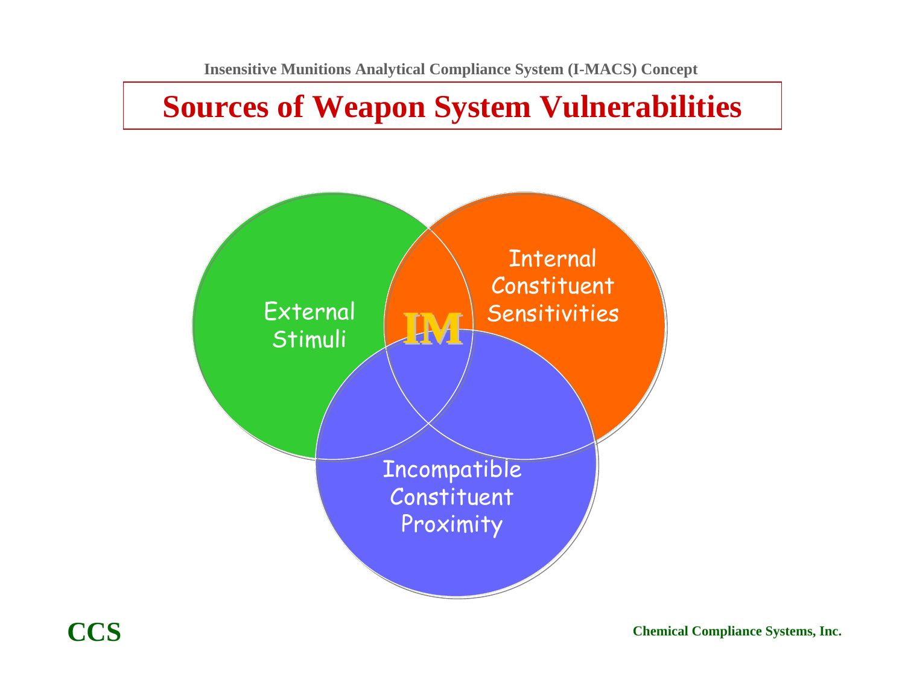Insensitive Munitions Analytical Compliance System (I-MACS) Concept

# Sources of Weapon System Vulnerabilities

External Stimuli

Internal Constituent Sensitivities

Incompatible Constituent Proximity

IM

**CCS**

**Chemical Compliance Systems, Inc.**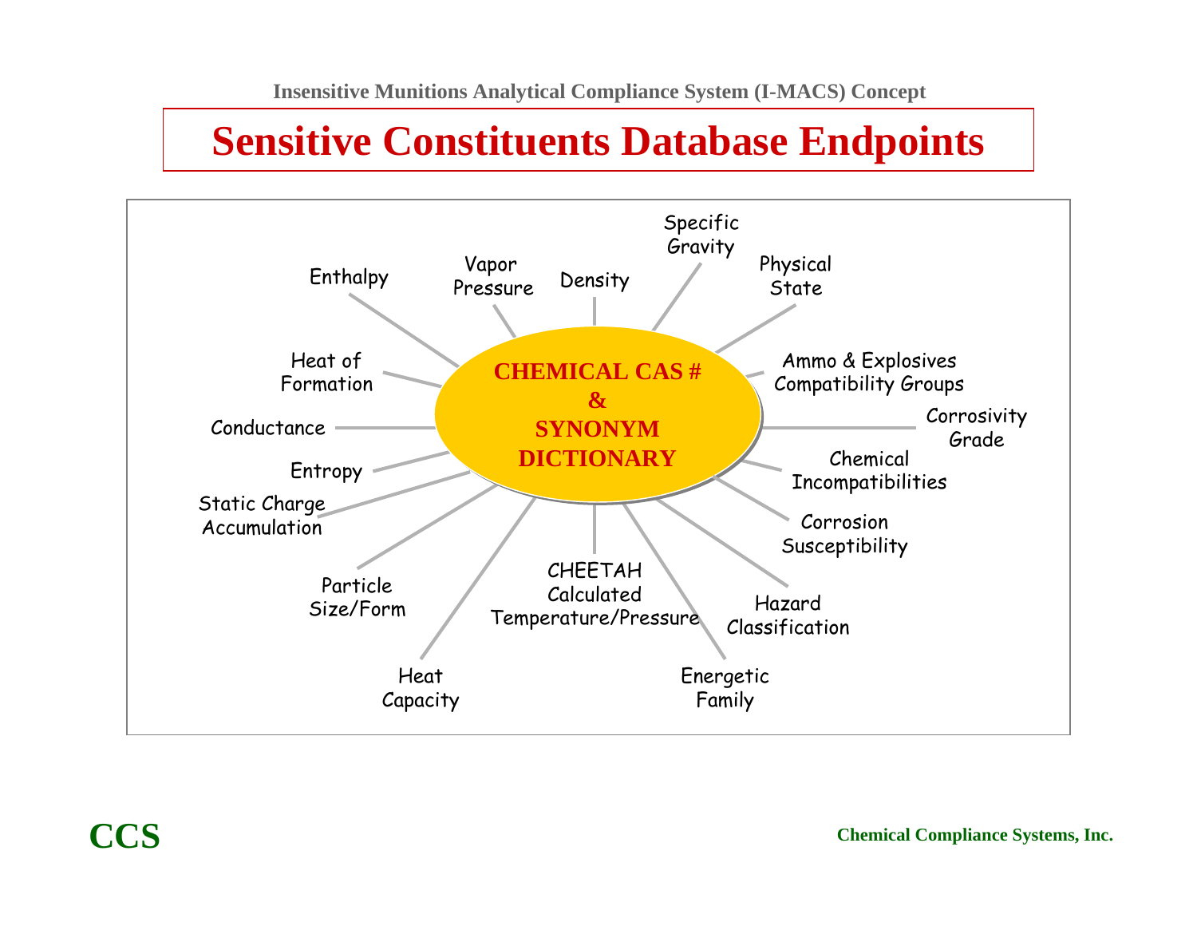Insensitive Munitions Analytical Compliance System (I-MACS) Concept

# Sensitive Constituents Database Endpoints

**CHEMICAL CAS # & SYNONYM DICTIONARY**

- Enthalpy
- Vapor Pressure
- Density
- Specific Gravity
- Physical State
- Ammo & Explosives Compatibility Groups
- Corrosivity Grade
- Chemical Incompatibilities
- Corrosion Susceptibility
- Hazard Classification
- Energetic Family
- CHEETAH Calculated Temperature/Pressure
- Heat Capacity
- Particle Size/Form
- Static Charge Accumulation
- Entropy
- Conductance
- Heat of Formation

CCS

Chemical Compliance Systems, Inc.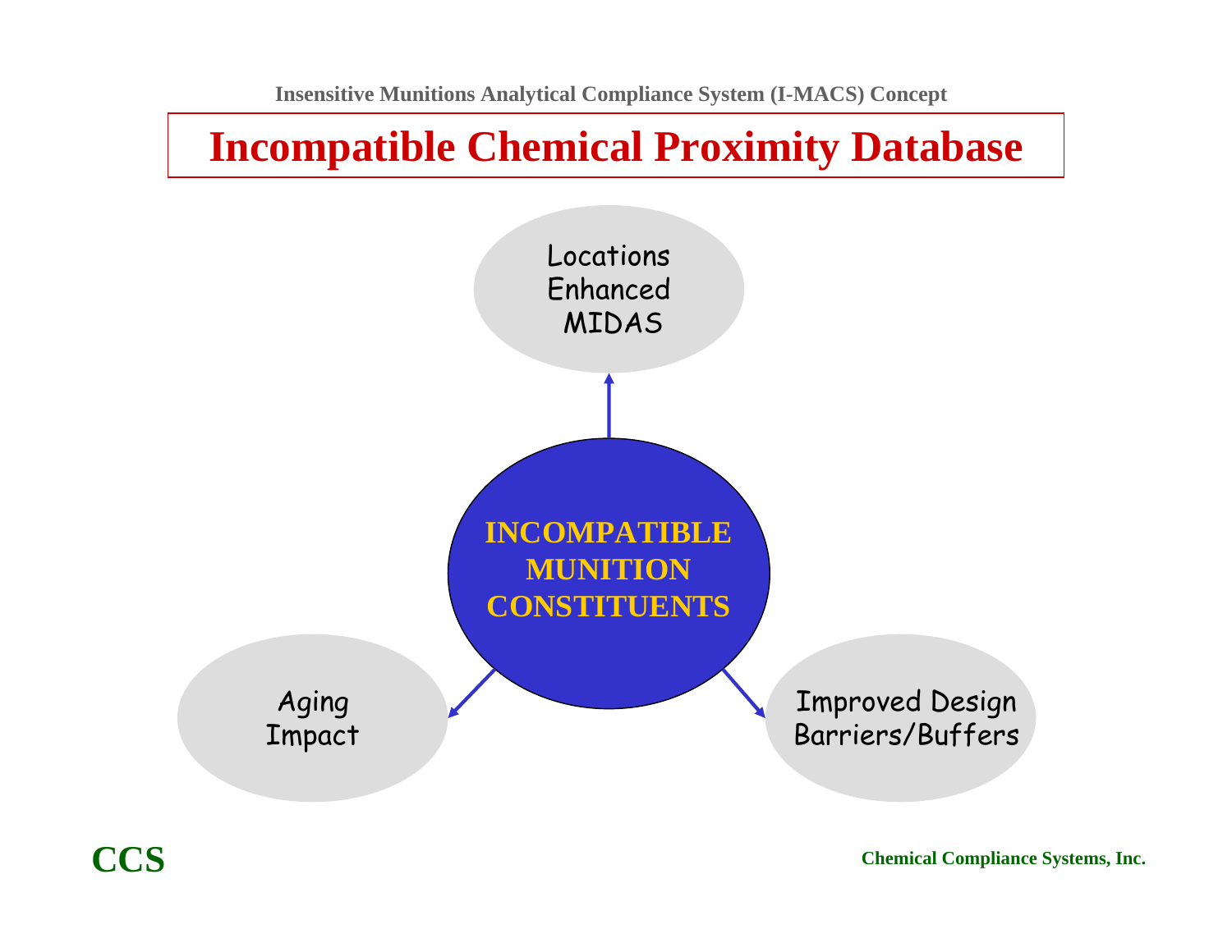Insensitive Munitions Analytical Compliance System (I-MACS) Concept

# Incompatible Chemical Proximity Database

**INCOMPATIBLE MUNITION CONSTITUENTS**

Locations Enhanced MIDAS

Aging Impact

Improved Design Barriers/Buffers

**CCS**

**Chemical Compliance Systems, Inc.**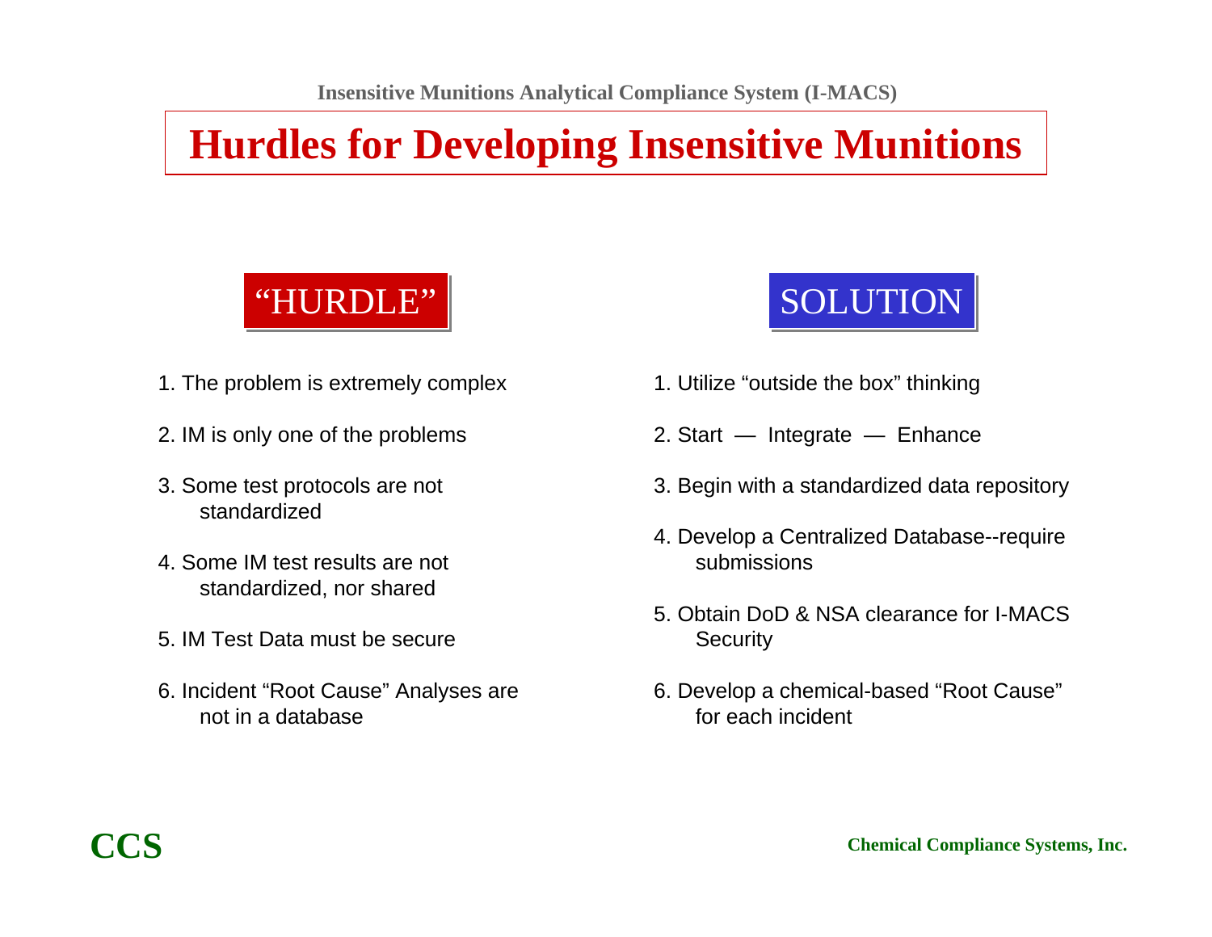# Hurdles for Developing Insensitive Munitions

| "HURDLE" | SOLUTION |
| --- | --- |
| 1. The problem is extremely complex | 1. Utilize "outside the box" thinking |
| 2. IM is only one of the problems | 2. Start — Integrate — Enhance |
| 3. Some test protocols are not standardized | 3. Begin with a standardized data repository |
| 4. Some IM test results are not standardized, nor shared | 4. Develop a Centralized Database--require submissions |
| 5. IM Test Data must be secure | 5. Obtain DoD & NSA clearance for I-MACS Security |
| 6. Incident "Root Cause" Analyses are not in a database | 6. Develop a chemical-based "Root Cause" for each incident |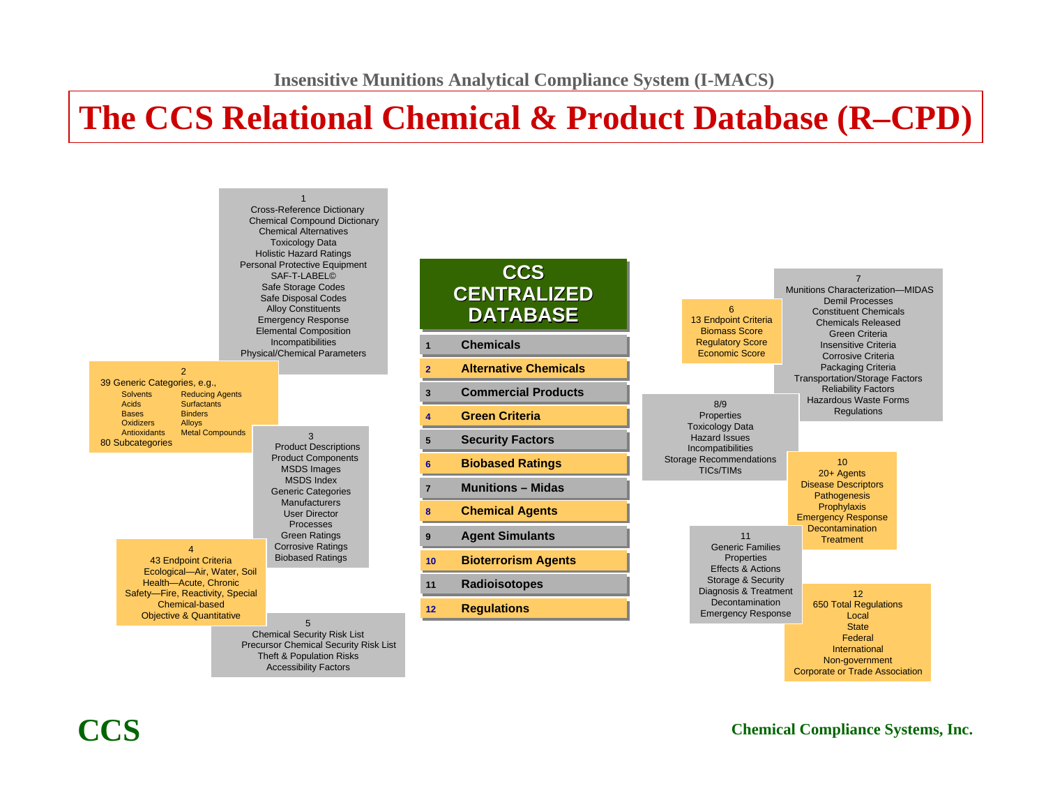Insensitive Munitions Analytical Compliance System (I-MACS)

# The CCS Relational Chemical & Product Database (R–CPD)

## CCS CENTRALIZED DATABASE

1. Chemicals
2. Alternative Chemicals
3. Commercial Products
4. Green Criteria
5. Security Factors
6. Biobased Ratings
7. Munitions – Midas
8. Chemical Agents
9. Agent Simulants
10. Bioterrorism Agents
11. Radioisotopes
12. Regulations

**1**
- Cross-Reference Dictionary
- Chemical Compound Dictionary
- Chemical Alternatives
- Toxicology Data
- Holistic Hazard Ratings
- Personal Protective Equipment
- SAF-T-LABEL©
- Safe Storage Codes
- Safe Disposal Codes
- Alloy Constituents
- Emergency Response
- Elemental Composition
- Incompatibilities
- Physical/Chemical Parameters

**2**

39 Generic Categories, e.g.,

| | |
|---|---|
| Solvents | Reducing Agents |
| Acids | Surfactants |
| Bases | Binders |
| Oxidizers | Alloys |
| Antioxidants | Metal Compounds |

80 Subcategories

**3**
- Product Descriptions
- Product Components
- MSDS Images
- MSDS Index
- Generic Categories
- Manufacturers
- User Director
- Processes
- Green Ratings
- Corrosive Ratings
- Biobased Ratings

**4**
- 43 Endpoint Criteria
- Ecological—Air, Water, Soil
- Health—Acute, Chronic
- Safety—Fire, Reactivity, Special
- Chemical-based
- Objective & Quantitative

**5**
- Chemical Security Risk List
- Precursor Chemical Security Risk List
- Theft & Population Risks
- Accessibility Factors

**6**
- 13 Endpoint Criteria
- Biomass Score
- Regulatory Score
- Economic Score

**7**
- Munitions Characterization—MIDAS
- Demil Processes
- Constituent Chemicals
- Chemicals Released
- Green Criteria
- Insensitive Criteria
- Corrosive Criteria
- Packaging Criteria
- Transportation/Storage Factors
- Reliability Factors
- Hazardous Waste Forms
- Regulations

**8/9**
- Properties
- Toxicology Data
- Hazard Issues
- Incompatibilities
- Storage Recommendations
- TICs/TIMs

**10**
- 20+ Agents
- Disease Descriptors
- Pathogenesis
- Prophylaxis
- Emergency Response
- Decontamination
- Treatment

**11**
- Generic Families
- Properties
- Effects & Actions
- Storage & Security
- Diagnosis & Treatment
- Decontamination
- Emergency Response

**12**
- 650 Total Regulations
- Local
- State
- Federal
- International
- Non-government
- Corporate or Trade Association

CCS

Chemical Compliance Systems, Inc.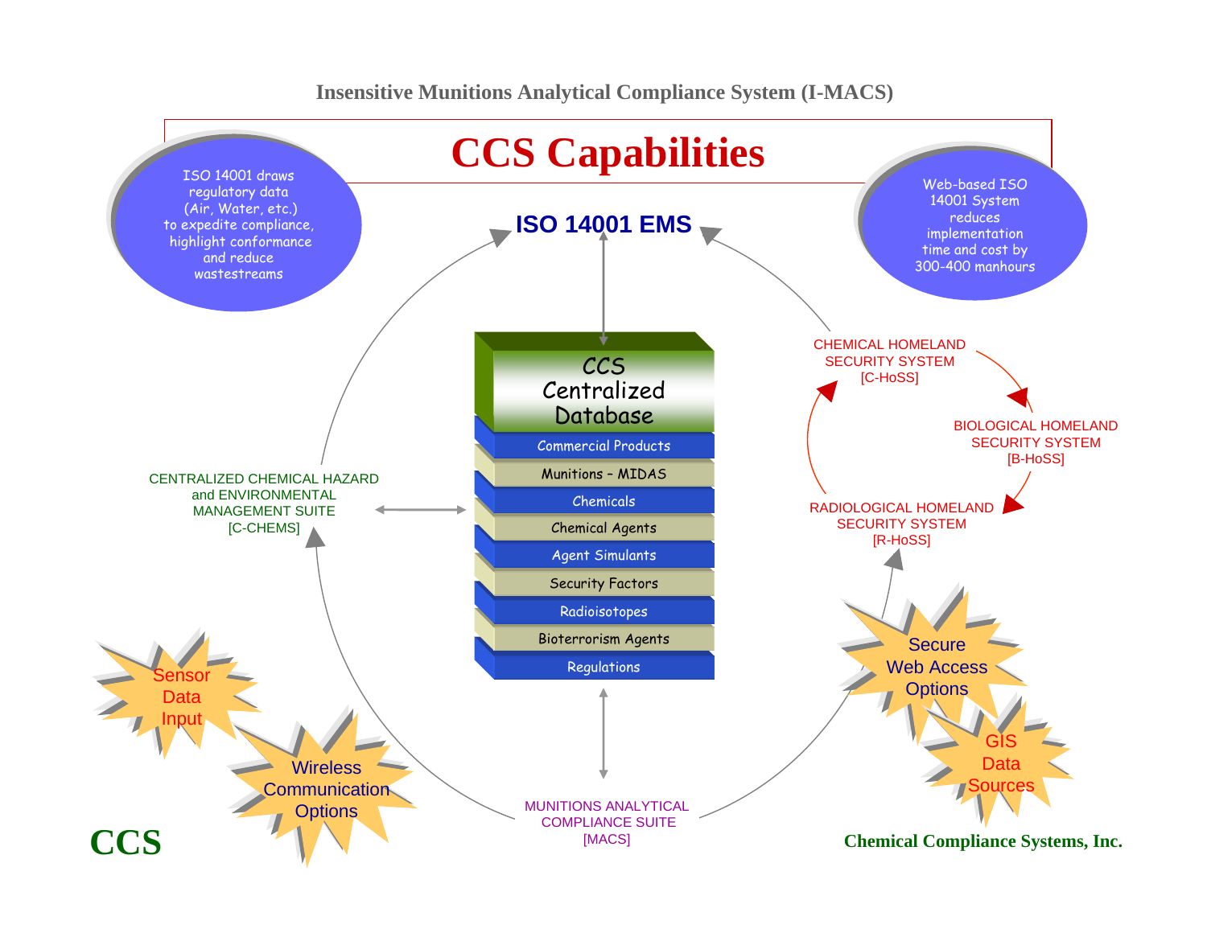Insensitive Munitions Analytical Compliance System (I-MACS)

# CCS Capabilities

ISO 14001 draws regulatory data (Air, Water, etc.) to expedite compliance, highlight conformance and reduce wastestreams

Web-based ISO 14001 System reduces implementation time and cost by 300-400 manhours

**ISO 14001 EMS**

CCS Centralized Database

- Commercial Products
- Munitions – MIDAS
- Chemicals
- Chemical Agents
- Agent Simulants
- Security Factors
- Radioisotopes
- Bioterrorism Agents
- Regulations

CENTRALIZED CHEMICAL HAZARD and ENVIRONMENTAL MANAGEMENT SUITE [C-CHEMS]

CHEMICAL HOMELAND SECURITY SYSTEM [C-HoSS]

BIOLOGICAL HOMELAND SECURITY SYSTEM [B-HoSS]

RADIOLOGICAL HOMELAND SECURITY SYSTEM [R-HoSS]

MUNITIONS ANALYTICAL COMPLIANCE SUITE [MACS]

Sensor Data Input

Wireless Communication Options

Secure Web Access Options

GIS Data Sources

**CCS**

**Chemical Compliance Systems, Inc.**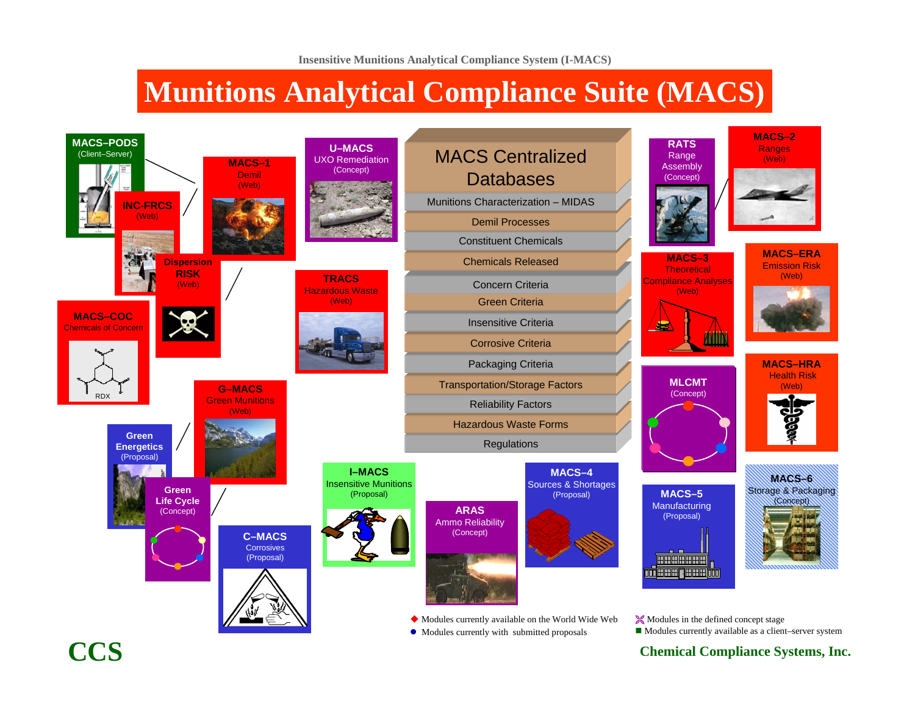Insensitive Munitions Analytical Compliance System (I-MACS)

# Munitions Analytical Compliance Suite (MACS)

**MACS–PODS**
(Client–Server)

**INC-FRCS**
(Web)

**MACS–1**
Demil
(Web)

**U–MACS**
UXO Remediation
(Concept)

## MACS Centralized Databases

- Munitions Characterization – MIDAS
- Demil Processes
- Constituent Chemicals
- Chemicals Released
- Concern Criteria
- Green Criteria
- Insensitive Criteria
- Corrosive Criteria
- Packaging Criteria
- Transportation/Storage Factors
- Reliability Factors
- Hazardous Waste Forms
- Regulations

**RATS**
Range Assembly
(Concept)

**MACS–2**
Ranges
(Web)

**Dispersion RISK**
(Web)

**TRACS**
Hazardous Waste
(Web)

**MACS–COC**
Chemicals of Concern

RDX

**MACS–3**
Theoretical Compliance Analyses
(Web)

**MACS–ERA**
Emission Risk
(Web)

**G–MACS**
Green Munitions
(Web)

**MLCMT**
(Concept)

**MACS–HRA**
Health Risk
(Web)

**Green Energetics**
(Proposal)

**Green Life Cycle**
(Concept)

**I–MACS**
Insensitive Munitions
(Proposal)

**MACS–4**
Sources & Shortages
(Proposal)

**MACS–5**
Manufacturing
(Proposal)

**MACS–6**
Storage & Packaging
(Concept)

**ARAS**
Ammo Reliability
(Concept)

**C–MACS**
Corrosives
(Proposal)

◆ Modules currently available on the World Wide Web
● Modules currently with submitted proposals
Modules in the defined concept stage
■ Modules currently available as a client–server system

**CCS**

**Chemical Compliance Systems, Inc.**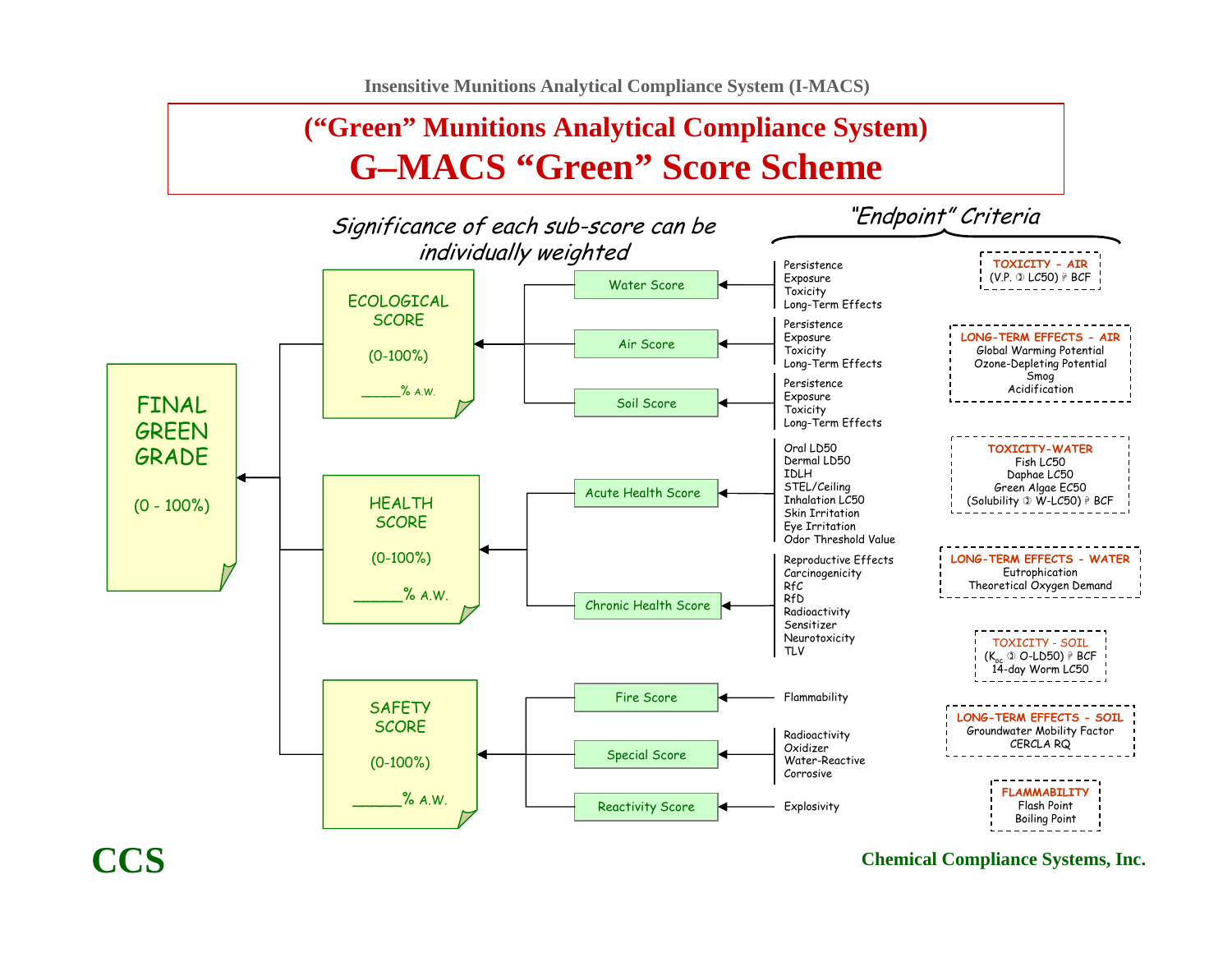Insensitive Munitions Analytical Compliance System (I-MACS)

# ("Green" Munitions Analytical Compliance System)

# G–MACS "Green" Score Scheme

*Significance of each sub-score can be individually weighted*

*"Endpoint" Criteria*

**FINAL GREEN GRADE** (0 - 100%)

- **ECOLOGICAL SCORE** (0-100%) _____% A.W.
  - Water Score ← Persistence, Exposure, Toxicity, Long-Term Effects
  - Air Score ← Persistence, Exposure, Toxicity, Long-Term Effects
  - Soil Score ← Persistence, Exposure, Toxicity, Long-Term Effects
- **HEALTH SCORE** (0-100%) _____% A.W.
  - Acute Health Score ← Oral LD50, Dermal LD50, IDLH, STEL/Ceiling, Inhalation LC50, Skin Irritation, Eye Irritation, Odor Threshold Value
  - Chronic Health Score ← Reproductive Effects, Carcinogenicity, RfC, RfD, Radioactivity, Sensitizer, Neurotoxicity, TLV
- **SAFETY SCORE** (0-100%) _____% A.W.
  - Fire Score ← Flammability
  - Special Score ← Radioactivity, Oxidizer, Water-Reactive, Corrosive
  - Reactivity Score ← Explosivity

**TOXICITY - AIR**
(V.P. ➂ LC50) ⁋ BCF

**LONG-TERM EFFECTS - AIR**
Global Warming Potential
Ozone-Depleting Potential
Smog
Acidification

**TOXICITY-WATER**
Fish LC50
Daphae LC50
Green Algae EC50
(Solubility ➂ W-LC50) ⁋ BCF

**LONG-TERM EFFECTS - WATER**
Eutrophication
Theoretical Oxygen Demand

**TOXICITY - SOIL**
($K_{oc}$ ➂ O-LD50) ⁋ BCF
14-day Worm LC50

**LONG-TERM EFFECTS - SOIL**
Groundwater Mobility Factor
CERCLA RQ

**FLAMMABILITY**
Flash Point
Boiling Point

**CCS** — Chemical Compliance Systems, Inc.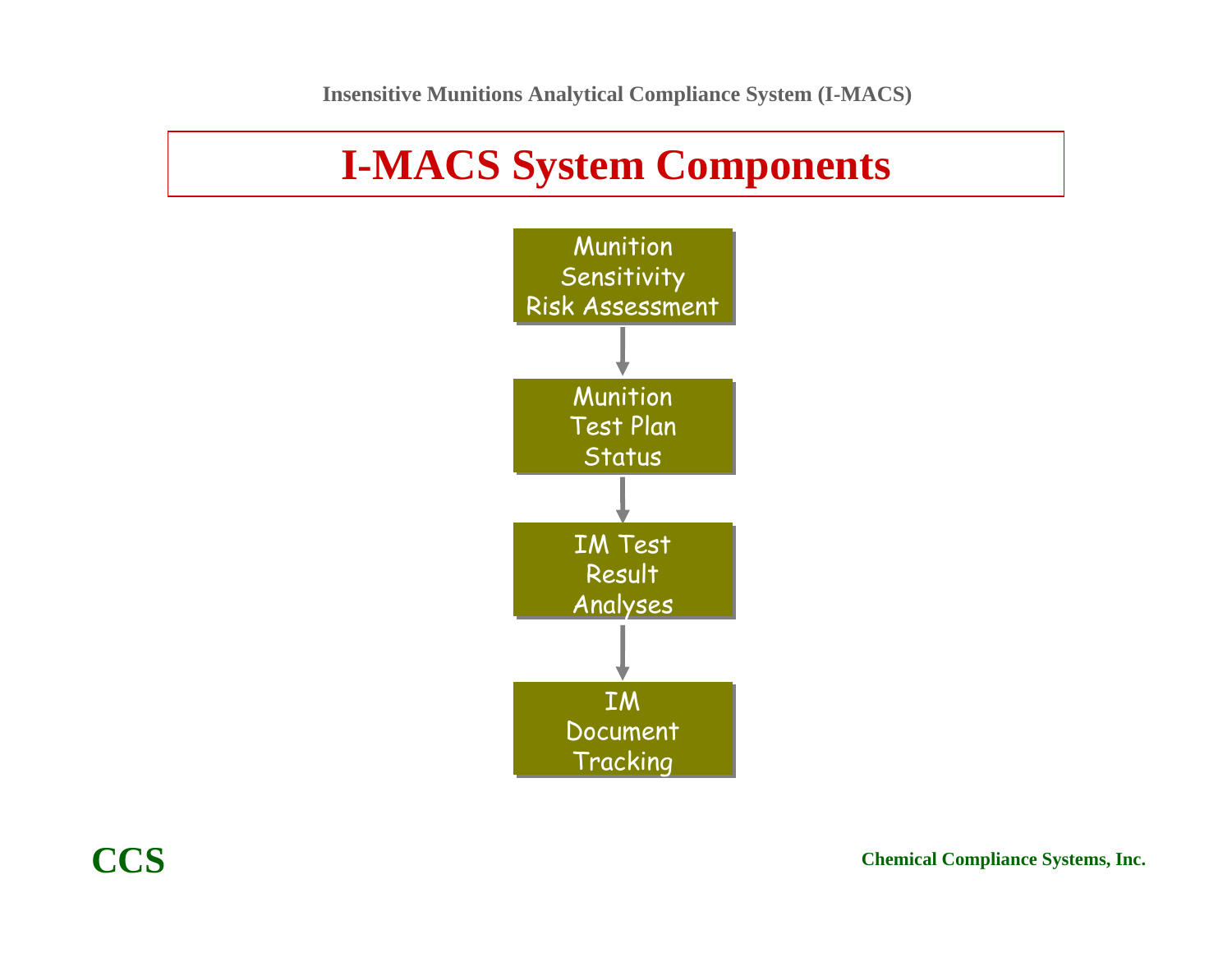# I-MACS System Components

Munition Sensitivity Risk Assessment

↓

Munition Test Plan Status

↓

IM Test Result Analyses

↓

IM Document Tracking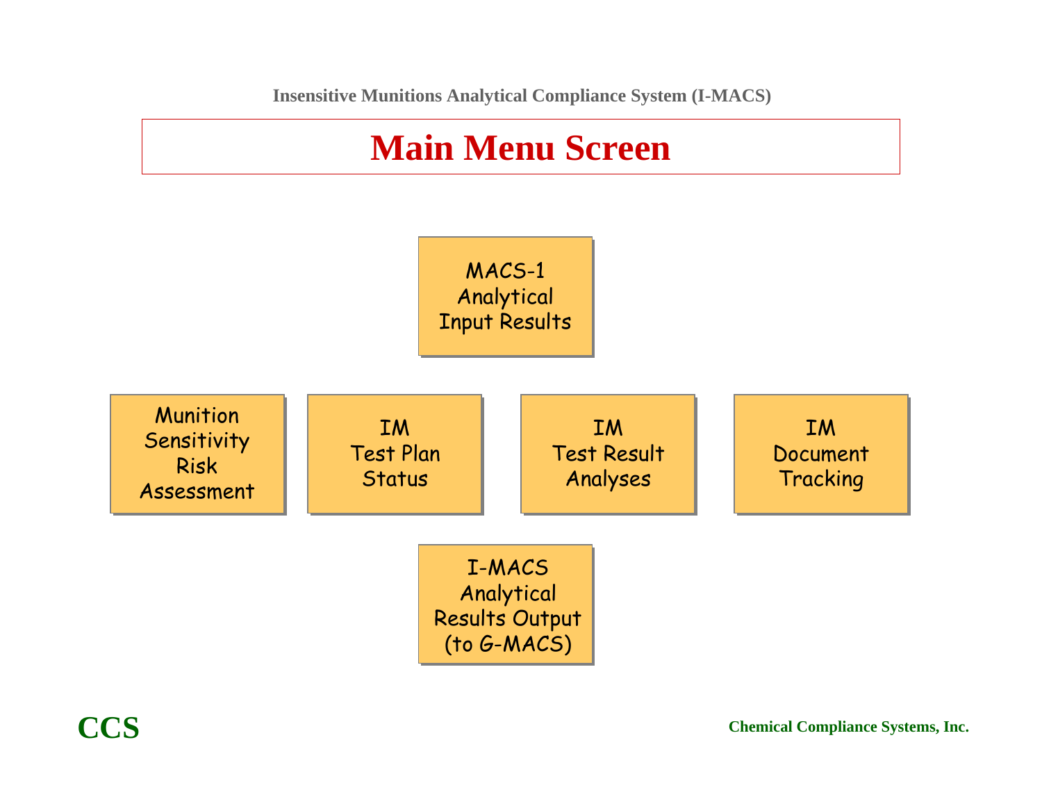Insensitive Munitions Analytical Compliance System (I-MACS)

# Main Menu Screen

MACS-1 Analytical Input Results

Munition Sensitivity Risk Assessment

IM Test Plan Status

IM Test Result Analyses

IM Document Tracking

I-MACS Analytical Results Output (to G-MACS)

**CCS**

**Chemical Compliance Systems, Inc.**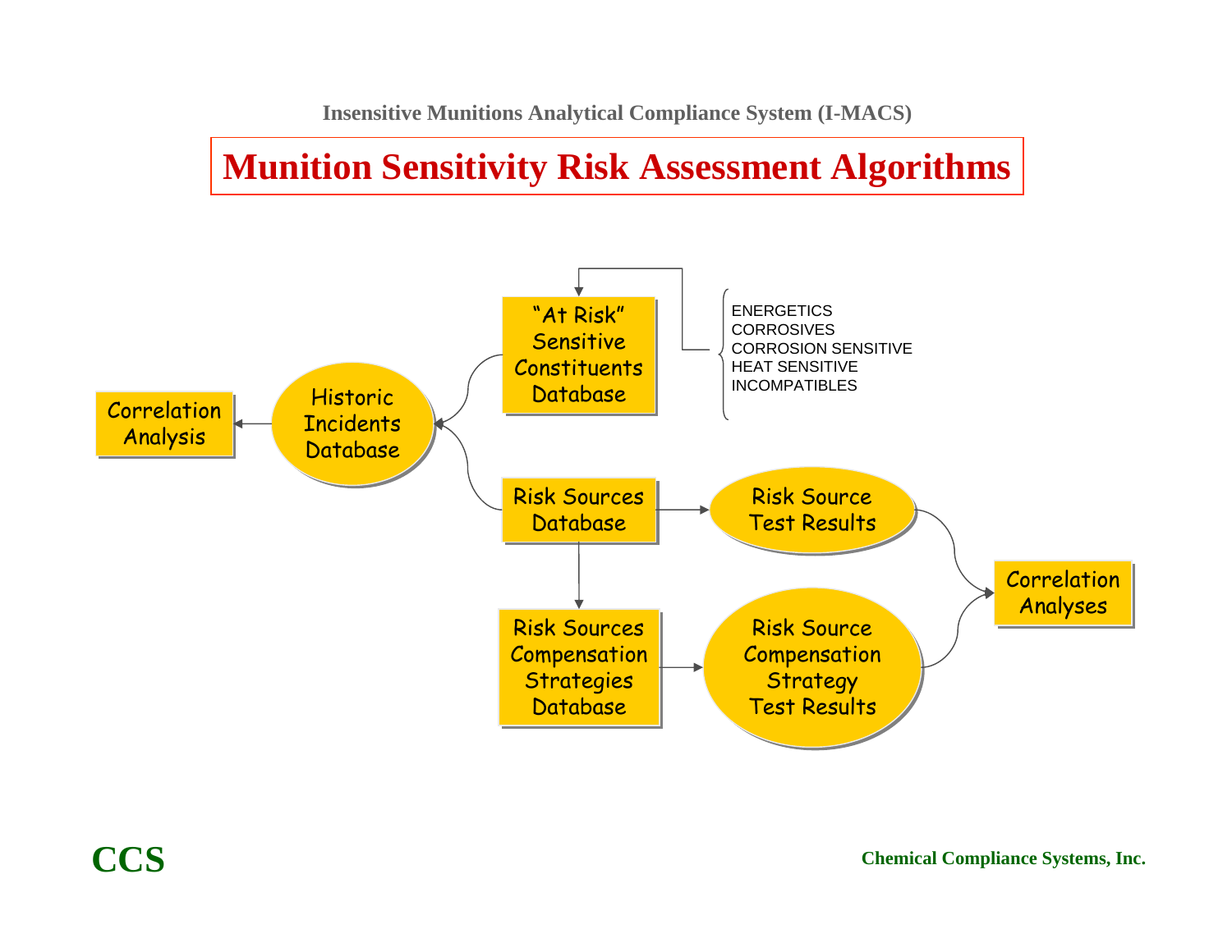Insensitive Munitions Analytical Compliance System (I-MACS)

# Munition Sensitivity Risk Assessment Algorithms

Correlation Analysis

Historic Incidents Database

"At Risk" Sensitive Constituents Database

- ENERGETICS
- CORROSIVES
- CORROSION SENSITIVE
- HEAT SENSITIVE
- INCOMPATIBLES

Risk Sources Database

Risk Source Test Results

Risk Sources Compensation Strategies Database

Risk Source Compensation Strategy Test Results

Correlation Analyses

**CCS**

**Chemical Compliance Systems, Inc.**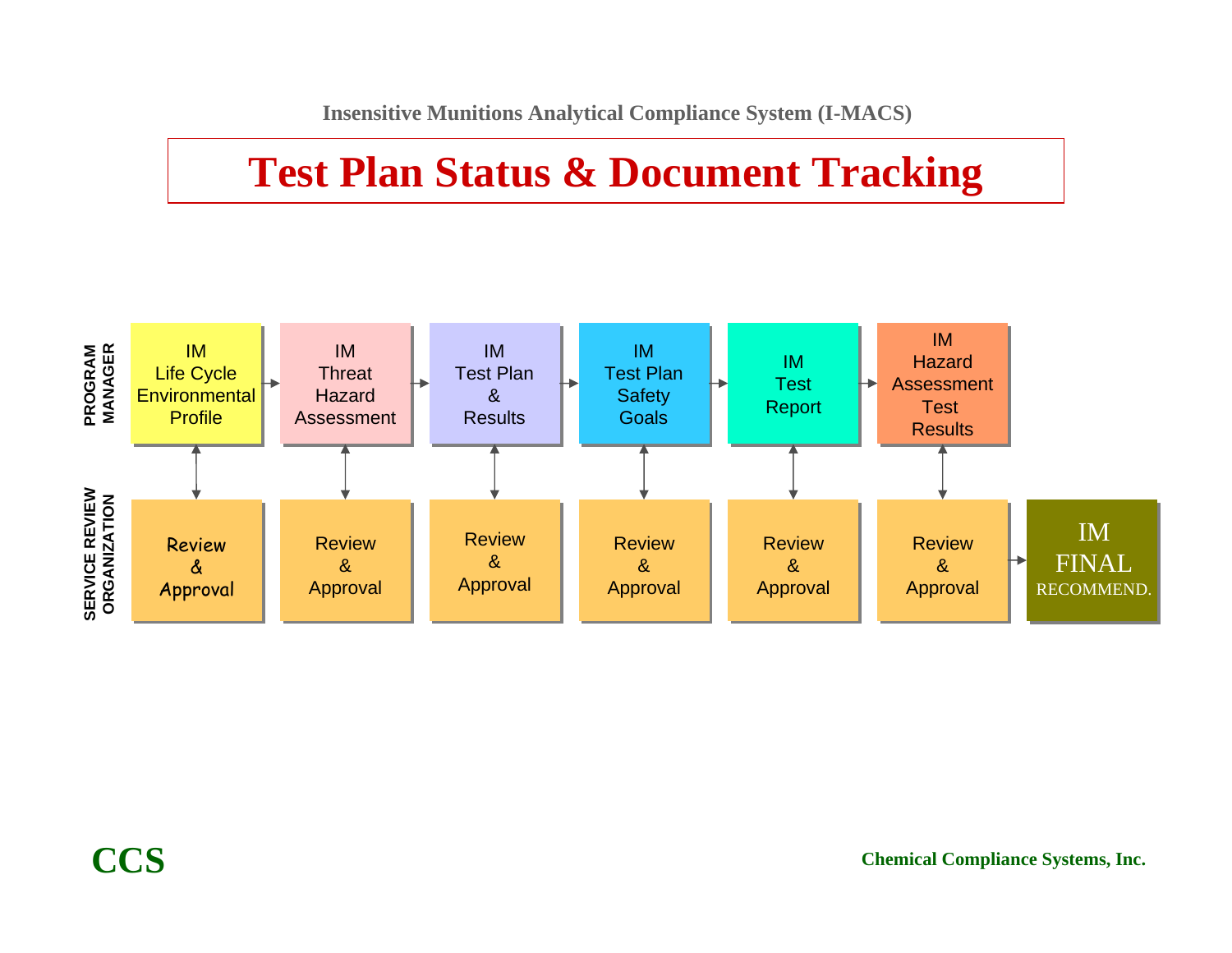Insensitive Munitions Analytical Compliance System (I-MACS)

# Test Plan Status & Document Tracking

**PROGRAM MANAGER**

IM Life Cycle Environmental Profile → IM Threat Hazard Assessment → IM Test Plan & Results → IM Test Plan Safety Goals → IM Test Report → IM Hazard Assessment Test Results

**SERVICE REVIEW ORGANIZATION**

Review & Approval | Review & Approval | Review & Approval | Review & Approval | Review & Approval | Review & Approval → IM FINAL RECOMMEND.

**CCS**

**Chemical Compliance Systems, Inc.**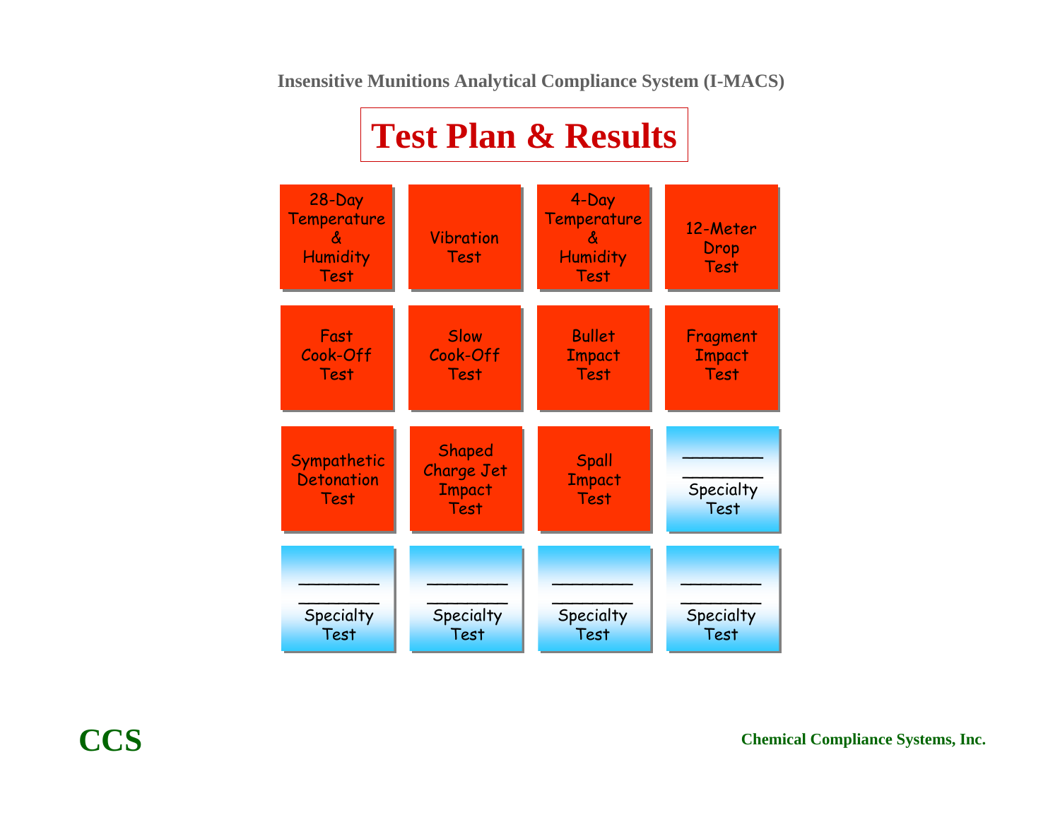Insensitive Munitions Analytical Compliance System (I-MACS)

# Test Plan & Results

| | | | |
|---|---|---|---|
| 28-Day Temperature & Humidity Test | Vibration Test | 4-Day Temperature & Humidity Test | 12-Meter Drop Test |
| Fast Cook-Off Test | Slow Cook-Off Test | Bullet Impact Test | Fragment Impact Test |
| Sympathetic Detonation Test | Shaped Charge Jet Impact Test | Spall Impact Test | ________ ________ Specialty Test |
| ________ ________ Specialty Test | ________ ________ Specialty Test | ________ ________ Specialty Test | ________ ________ Specialty Test |

**CCS**

**Chemical Compliance Systems, Inc.**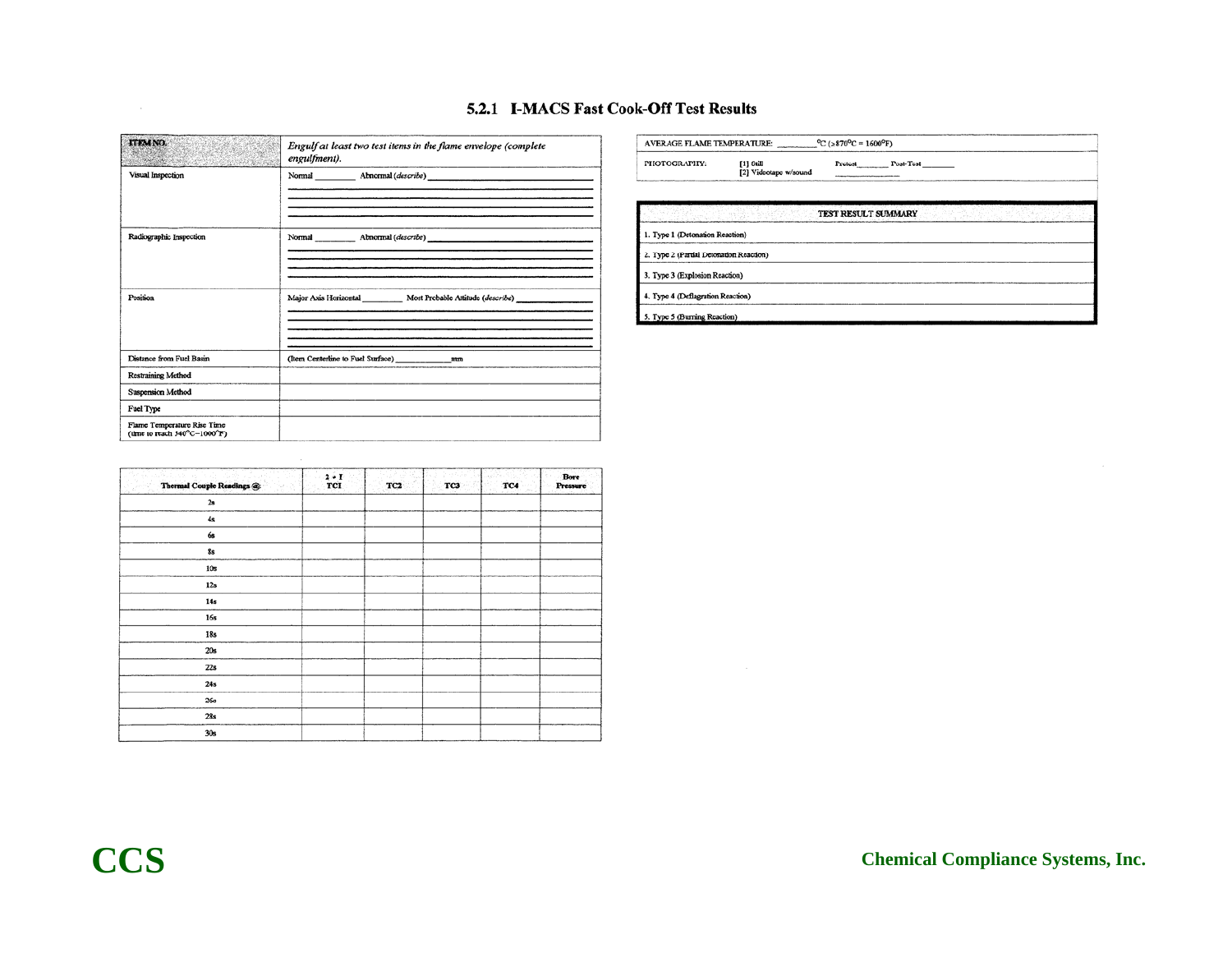### 5.2.1 I-MACS Fast Cook-Off Test Results

| ITEM NO. | *Engulf at least two test items in the flame envelope (complete engulfment).* |
|---|---|
| Visual Inspection | Normal ________ Abnormal (*describe*) ________________ |
| Radiographic Inspection | Normal ________ Abnormal (*describe*) ________________ |
| Position | Major Axis Horizontal ________ Most Probable Attitude (*describe*) ________________ |
| Distance from Fuel Basin | (Item Centerline to Fuel Surface) ____________ mm |
| Restraining Method | |
| Suspension Method | |
| Fuel Type | |
| Flame Temperature Rise Time (time to reach 540°C–1000°F) | |

| Thermal Couple Readings @: | 2 + 1 TC1 | TC2 | TC3 | TC4 | Bore Pressure |
|---|---|---|---|---|---|
| 2s | | | | | |
| 4s | | | | | |
| 6s | | | | | |
| 8s | | | | | |
| 10s | | | | | |
| 12s | | | | | |
| 14s | | | | | |
| 16s | | | | | |
| 18s | | | | | |
| 20s | | | | | |
| 22s | | | | | |
| 24s | | | | | |
| 26s | | | | | |
| 28s | | | | | |
| 30s | | | | | |

AVERAGE FLAME TEMPERATURE: ________ °C (≥870°C = 1600°F)

PHOTOGRAPHY: [1] Still [2] Videotape w/sound Pretest ________ Post-Test ________

| TEST RESULT SUMMARY |
|---|
| 1. Type 1 (Detonation Reaction) |
| 2. Type 2 (Partial Detonation Reaction) |
| 3. Type 3 (Explosion Reaction) |
| 4. Type 4 (Deflagration Reaction) |
| 5. Type 5 (Burning Reaction) |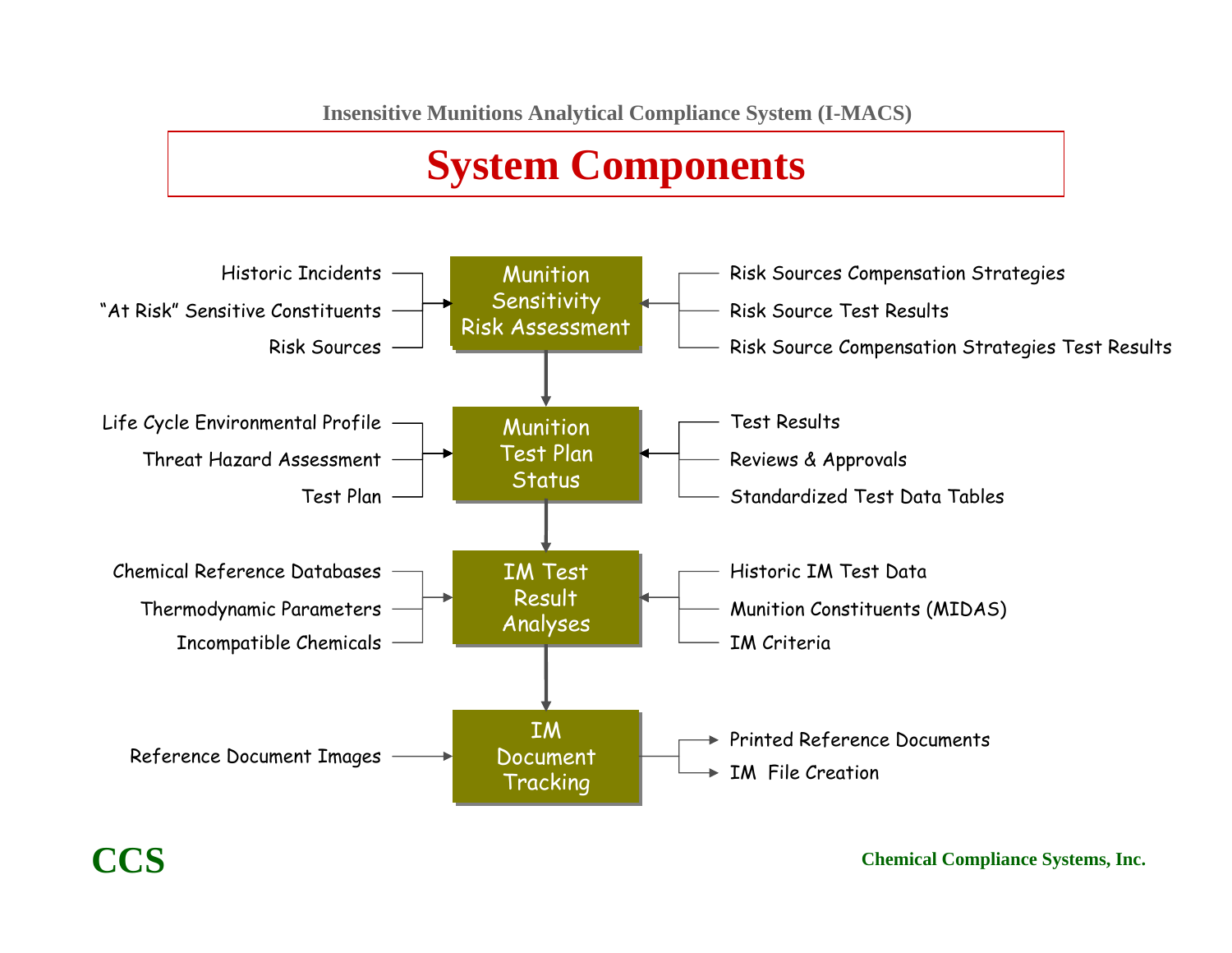Insensitive Munitions Analytical Compliance System (I-MACS)

# System Components

**Munition Sensitivity Risk Assessment**

- Inputs (left): Historic Incidents; "At Risk" Sensitive Constituents; Risk Sources
- Inputs (right): Risk Sources Compensation Strategies; Risk Source Test Results; Risk Source Compensation Strategies Test Results

↓

**Munition Test Plan Status**

- Inputs (left): Life Cycle Environmental Profile; Threat Hazard Assessment; Test Plan
- Inputs (right): Test Results; Reviews & Approvals; Standardized Test Data Tables

↓

**IM Test Result Analyses**

- Inputs (left): Chemical Reference Databases; Thermodynamic Parameters; Incompatible Chemicals
- Inputs (right): Historic IM Test Data; Munition Constituents (MIDAS); IM Criteria

↓

**IM Document Tracking**

- Input (left): Reference Document Images
- Outputs (right): Printed Reference Documents; IM File Creation

CCS

Chemical Compliance Systems, Inc.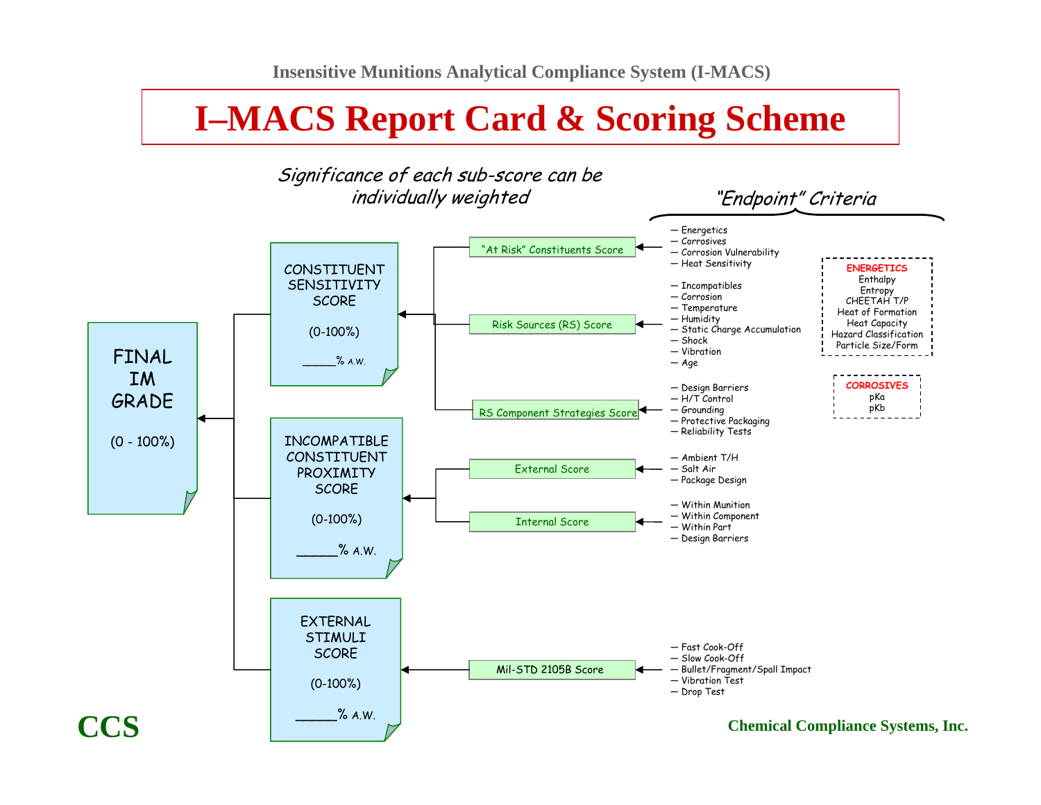Insensitive Munitions Analytical Compliance System (I-MACS)

# I–MACS Report Card & Scoring Scheme

*Significance of each sub-score can be individually weighted*

*"Endpoint" Criteria*

**FINAL IM GRADE** (0 - 100%)

**CONSTITUENT SENSITIVITY SCORE** (0-100%) _____% A.W.

- "At Risk" Constituents Score
  - Energetics
  - Corrosives
  - Corrosion Vulnerability
  - Heat Sensitivity
- Risk Sources (RS) Score
  - Incompatibles
  - Corrosion
  - Temperature
  - Humidity
  - Static Charge Accumulation
  - Shock
  - Vibration
  - Age
- RS Component Strategies Score
  - Design Barriers
  - H/T Control
  - Grounding
  - Protective Packaging
  - Reliability Tests

**INCOMPATIBLE CONSTITUENT PROXIMITY SCORE** (0-100%) _____% A.W.

- External Score
  - Ambient T/H
  - Salt Air
  - Package Design
- Internal Score
  - Within Munition
  - Within Component
  - Within Part
  - Design Barriers

**EXTERNAL STIMULI SCORE** (0-100%) _____% A.W.

- Mil-STD 2105B Score
  - Fast Cook-Off
  - Slow Cook-Off
  - Bullet/Fragment/Spall Impact
  - Vibration Test
  - Drop Test

**ENERGETICS**
Enthalpy
Entropy
CHEETAH T/P
Heat of Formation
Heat Capacity
Hazard Classification
Particle Size/Form

**CORROSIVES**
pKa
pKb

**CCS**

Chemical Compliance Systems, Inc.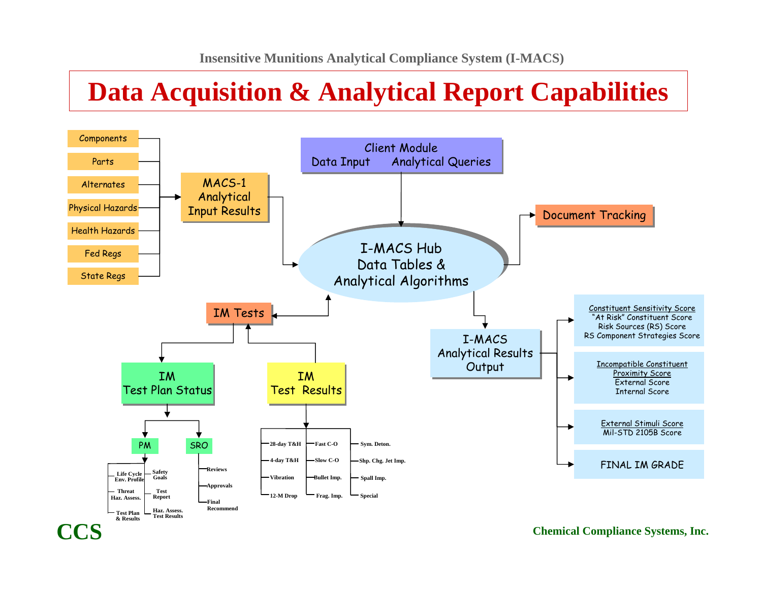Insensitive Munitions Analytical Compliance System (I-MACS)

# Data Acquisition & Analytical Report Capabilities

- Components
- Parts
- Alternates
- Physical Hazards
- Health Hazards
- Fed Regs
- State Regs

MACS-1 Analytical Input Results

Client Module
Data Input    Analytical Queries

I-MACS Hub
Data Tables &
Analytical Algorithms

Document Tracking

IM Tests

IM Test Plan Status

- PM
  - Life Cycle Env. Profile
  - Threat Haz. Assess.
  - Test Plan & Results
  - Safety Goals
  - Test Report
  - Haz. Assess. Test Results
- SRO
  - Reviews
  - Approvals
  - Final Recommend

IM Test Results

- 28-day T&H
- 4-day T&H
- Vibration
- 12-M Drop
- Fast C-O
- Slow C-O
- Bullet Imp.
- Frag. Imp.
- Sym. Deton.
- Shp. Chg. Jet Imp.
- Spall Imp.
- Special

I-MACS Analytical Results Output

- Constituent Sensitivity Score
  - "At Risk" Constituent Score
  - Risk Sources (RS) Score
  - RS Component Strategies Score
- Incompatible Constituent Proximity Score
  - External Score
  - Internal Score
- External Stimuli Score
  - Mil-STD 2105B Score
- FINAL IM GRADE

CCS

Chemical Compliance Systems, Inc.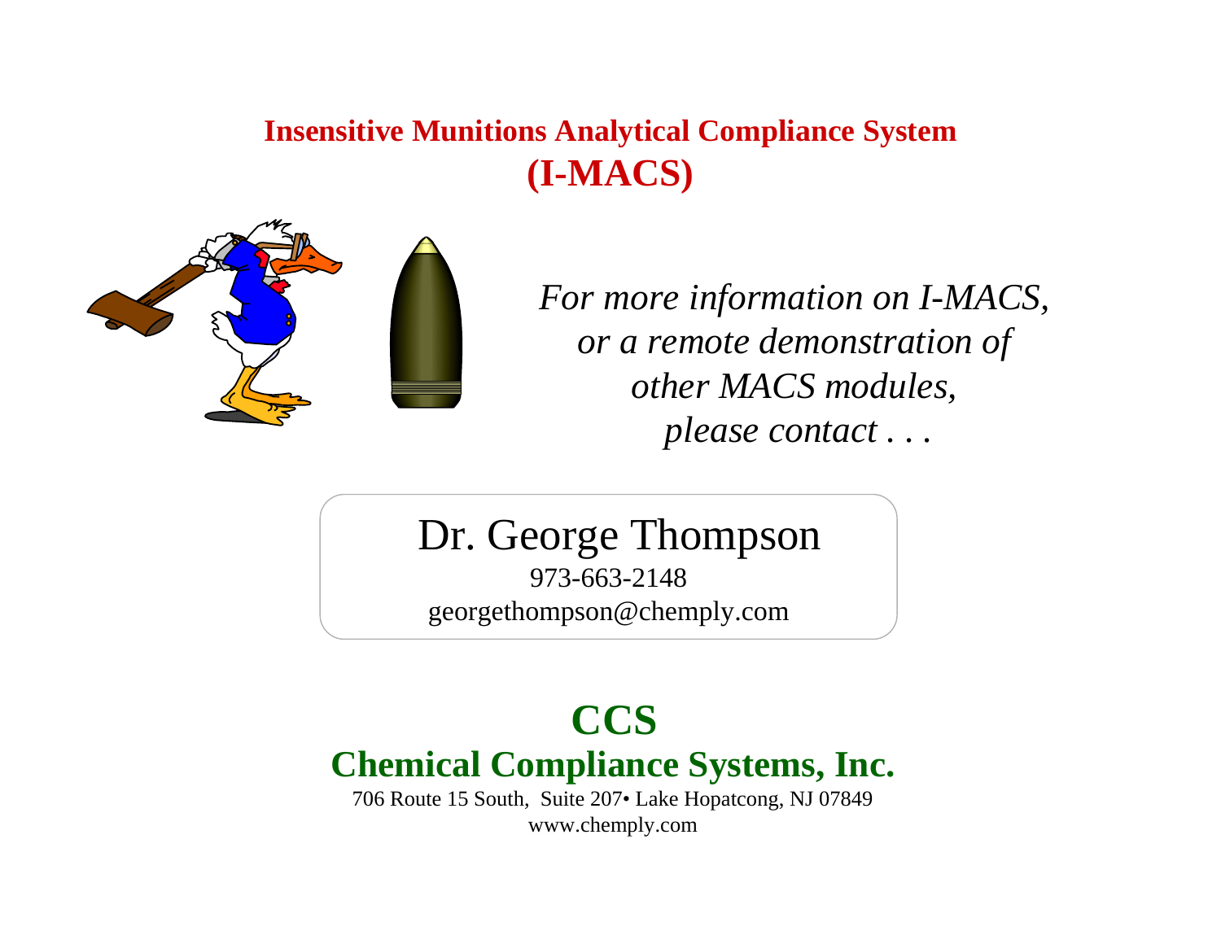# Insensitive Munitions Analytical Compliance System
# (I-MACS)

*For more information on I-MACS,*
*or a remote demonstration of*
*other MACS modules,*
*please contact . . .*

Dr. George Thompson
973-663-2148
georgethompson@chemply.com

## CCS
## Chemical Compliance Systems, Inc.

706 Route 15 South, Suite 207• Lake Hopatcong, NJ 07849
www.chemply.com